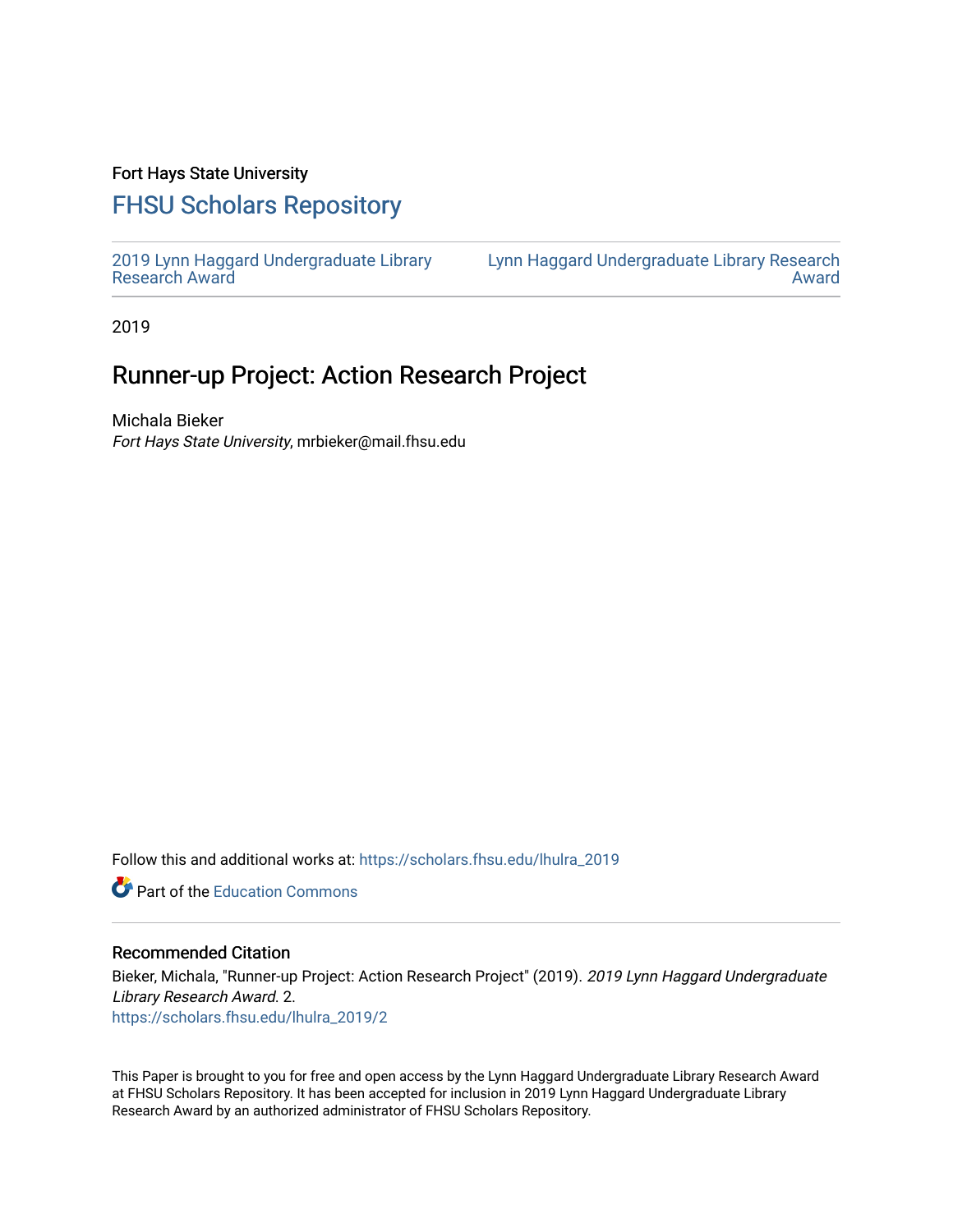Fort Hays State University

# FHSU Scholars Repository

2019 Lynn Haggard Undergraduate Library Research Award

Lynn Haggard Undergraduate Library Research Award

2019

## Runner-up Project: Action Research Project

Michala Bieker

*Fort Hays State University*, mrbieker@mail.fhsu.edu

Follow this and additional works at: https://scholars.fhsu.edu/lhulra_2019

Part of the Education Commons

### Recommended Citation

Bieker, Michala, "Runner-up Project: Action Research Project" (2019). *2019 Lynn Haggard Undergraduate Library Research Award*. 2.
https://scholars.fhsu.edu/lhulra_2019/2

This Paper is brought to you for free and open access by the Lynn Haggard Undergraduate Library Research Award at FHSU Scholars Repository. It has been accepted for inclusion in 2019 Lynn Haggard Undergraduate Library Research Award by an authorized administrator of FHSU Scholars Repository.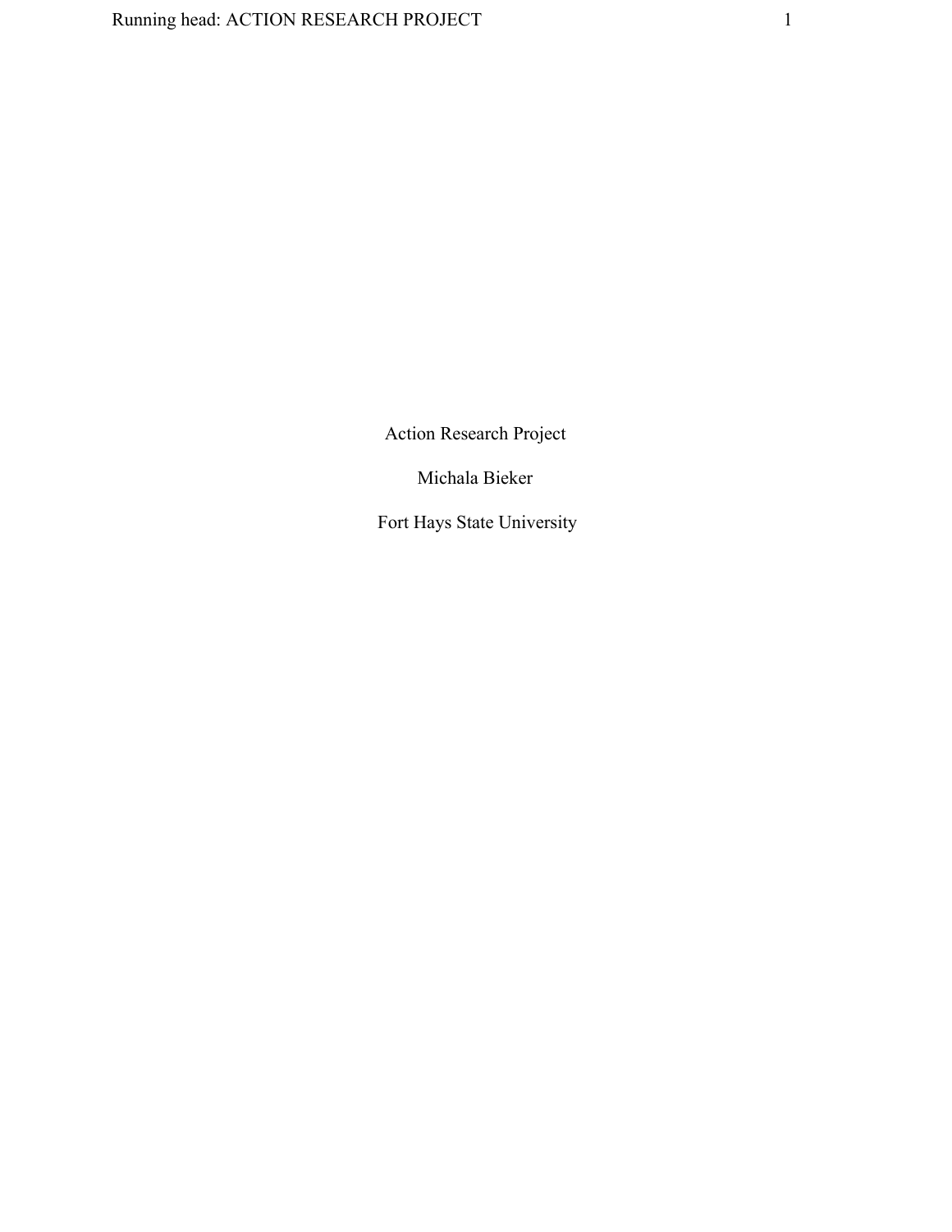Action Research Project

Michala Bieker

Fort Hays State University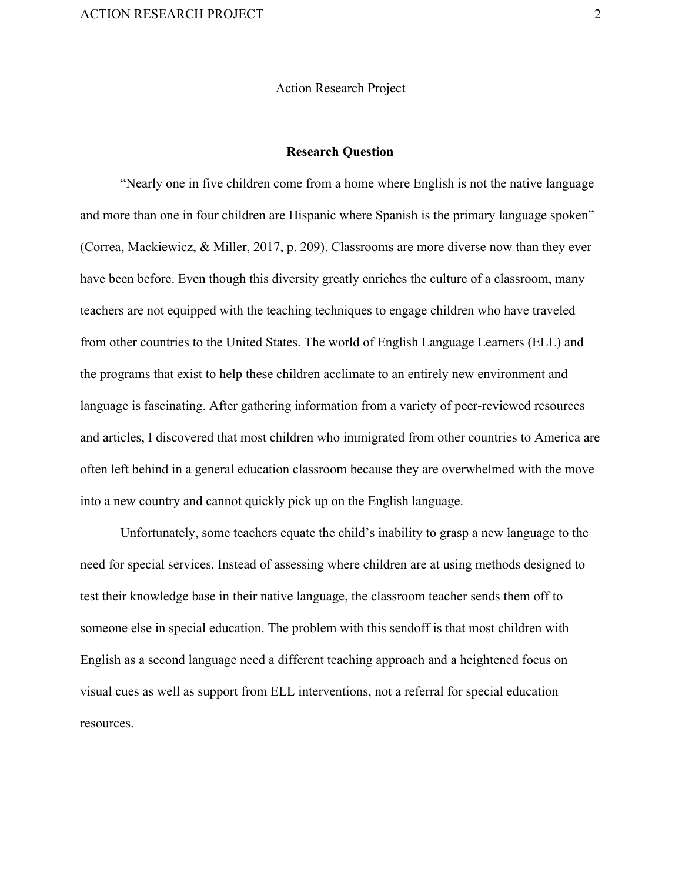# Action Research Project

## Research Question

"Nearly one in five children come from a home where English is not the native language and more than one in four children are Hispanic where Spanish is the primary language spoken" (Correa, Mackiewicz, & Miller, 2017, p. 209). Classrooms are more diverse now than they ever have been before. Even though this diversity greatly enriches the culture of a classroom, many teachers are not equipped with the teaching techniques to engage children who have traveled from other countries to the United States. The world of English Language Learners (ELL) and the programs that exist to help these children acclimate to an entirely new environment and language is fascinating. After gathering information from a variety of peer-reviewed resources and articles, I discovered that most children who immigrated from other countries to America are often left behind in a general education classroom because they are overwhelmed with the move into a new country and cannot quickly pick up on the English language.

Unfortunately, some teachers equate the child's inability to grasp a new language to the need for special services. Instead of assessing where children are at using methods designed to test their knowledge base in their native language, the classroom teacher sends them off to someone else in special education. The problem with this sendoff is that most children with English as a second language need a different teaching approach and a heightened focus on visual cues as well as support from ELL interventions, not a referral for special education resources.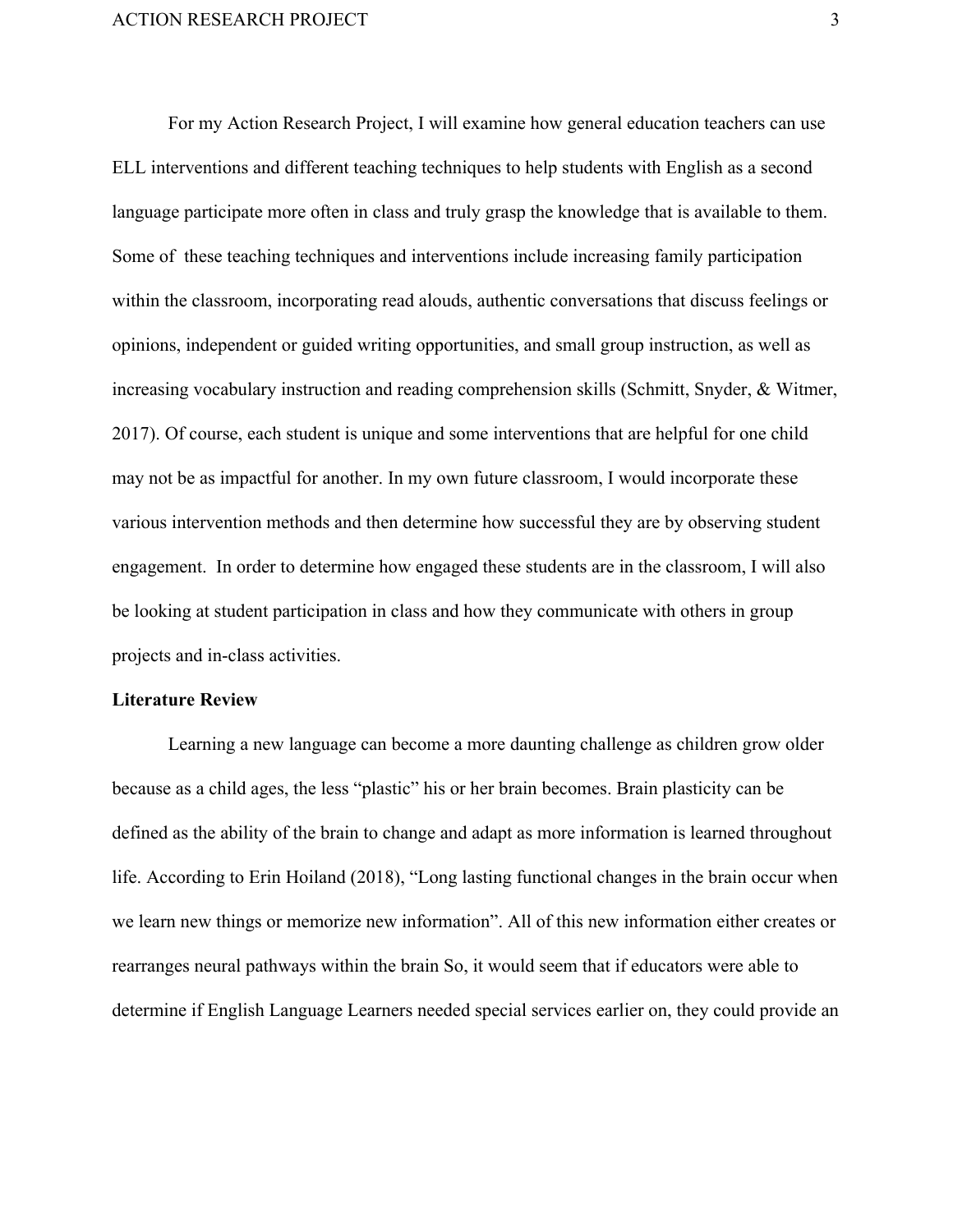For my Action Research Project, I will examine how general education teachers can use ELL interventions and different teaching techniques to help students with English as a second language participate more often in class and truly grasp the knowledge that is available to them. Some of these teaching techniques and interventions include increasing family participation within the classroom, incorporating read alouds, authentic conversations that discuss feelings or opinions, independent or guided writing opportunities, and small group instruction, as well as increasing vocabulary instruction and reading comprehension skills (Schmitt, Snyder, & Witmer, 2017). Of course, each student is unique and some interventions that are helpful for one child may not be as impactful for another. In my own future classroom, I would incorporate these various intervention methods and then determine how successful they are by observing student engagement. In order to determine how engaged these students are in the classroom, I will also be looking at student participation in class and how they communicate with others in group projects and in-class activities.

**Literature Review**

Learning a new language can become a more daunting challenge as children grow older because as a child ages, the less "plastic" his or her brain becomes. Brain plasticity can be defined as the ability of the brain to change and adapt as more information is learned throughout life. According to Erin Hoiland (2018), "Long lasting functional changes in the brain occur when we learn new things or memorize new information". All of this new information either creates or rearranges neural pathways within the brain So, it would seem that if educators were able to determine if English Language Learners needed special services earlier on, they could provide an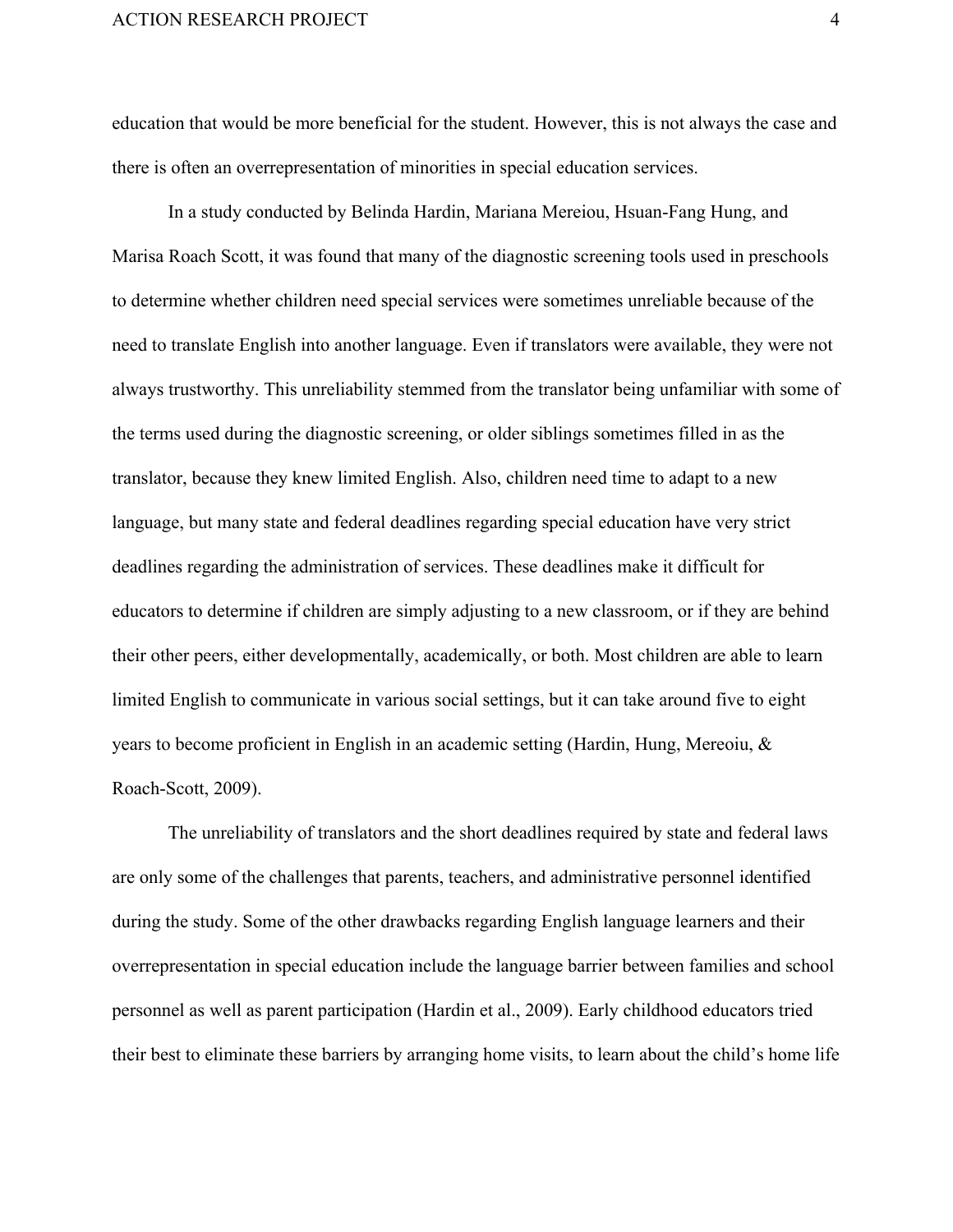education that would be more beneficial for the student. However, this is not always the case and there is often an overrepresentation of minorities in special education services.

In a study conducted by Belinda Hardin, Mariana Mereiou, Hsuan-Fang Hung, and Marisa Roach Scott, it was found that many of the diagnostic screening tools used in preschools to determine whether children need special services were sometimes unreliable because of the need to translate English into another language. Even if translators were available, they were not always trustworthy. This unreliability stemmed from the translator being unfamiliar with some of the terms used during the diagnostic screening, or older siblings sometimes filled in as the translator, because they knew limited English. Also, children need time to adapt to a new language, but many state and federal deadlines regarding special education have very strict deadlines regarding the administration of services. These deadlines make it difficult for educators to determine if children are simply adjusting to a new classroom, or if they are behind their other peers, either developmentally, academically, or both. Most children are able to learn limited English to communicate in various social settings, but it can take around five to eight years to become proficient in English in an academic setting (Hardin, Hung, Mereoiu, & Roach-Scott, 2009).

The unreliability of translators and the short deadlines required by state and federal laws are only some of the challenges that parents, teachers, and administrative personnel identified during the study. Some of the other drawbacks regarding English language learners and their overrepresentation in special education include the language barrier between families and school personnel as well as parent participation (Hardin et al., 2009). Early childhood educators tried their best to eliminate these barriers by arranging home visits, to learn about the child's home life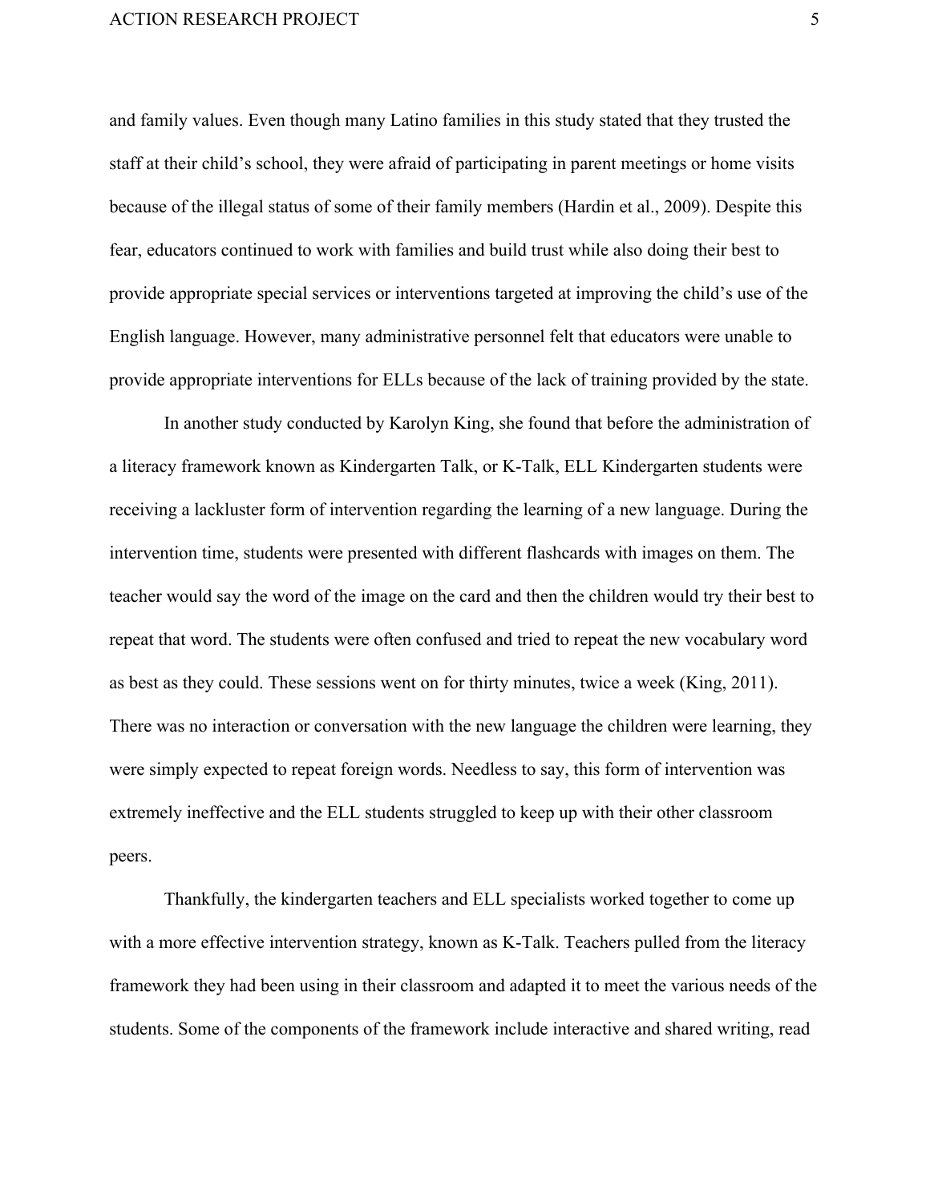and family values. Even though many Latino families in this study stated that they trusted the staff at their child's school, they were afraid of participating in parent meetings or home visits because of the illegal status of some of their family members (Hardin et al., 2009). Despite this fear, educators continued to work with families and build trust while also doing their best to provide appropriate special services or interventions targeted at improving the child's use of the English language. However, many administrative personnel felt that educators were unable to provide appropriate interventions for ELLs because of the lack of training provided by the state.

In another study conducted by Karolyn King, she found that before the administration of a literacy framework known as Kindergarten Talk, or K-Talk, ELL Kindergarten students were receiving a lackluster form of intervention regarding the learning of a new language. During the intervention time, students were presented with different flashcards with images on them. The teacher would say the word of the image on the card and then the children would try their best to repeat that word. The students were often confused and tried to repeat the new vocabulary word as best as they could. These sessions went on for thirty minutes, twice a week (King, 2011). There was no interaction or conversation with the new language the children were learning, they were simply expected to repeat foreign words. Needless to say, this form of intervention was extremely ineffective and the ELL students struggled to keep up with their other classroom peers.

Thankfully, the kindergarten teachers and ELL specialists worked together to come up with a more effective intervention strategy, known as K-Talk. Teachers pulled from the literacy framework they had been using in their classroom and adapted it to meet the various needs of the students. Some of the components of the framework include interactive and shared writing, read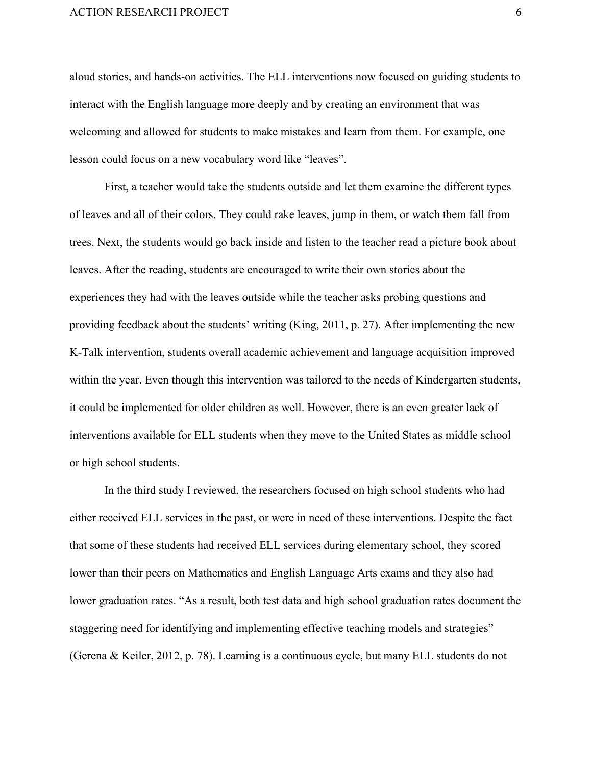aloud stories, and hands-on activities. The ELL interventions now focused on guiding students to interact with the English language more deeply and by creating an environment that was welcoming and allowed for students to make mistakes and learn from them. For example, one lesson could focus on a new vocabulary word like "leaves".

First, a teacher would take the students outside and let them examine the different types of leaves and all of their colors. They could rake leaves, jump in them, or watch them fall from trees. Next, the students would go back inside and listen to the teacher read a picture book about leaves. After the reading, students are encouraged to write their own stories about the experiences they had with the leaves outside while the teacher asks probing questions and providing feedback about the students' writing (King, 2011, p. 27). After implementing the new K-Talk intervention, students overall academic achievement and language acquisition improved within the year. Even though this intervention was tailored to the needs of Kindergarten students, it could be implemented for older children as well. However, there is an even greater lack of interventions available for ELL students when they move to the United States as middle school or high school students.

In the third study I reviewed, the researchers focused on high school students who had either received ELL services in the past, or were in need of these interventions. Despite the fact that some of these students had received ELL services during elementary school, they scored lower than their peers on Mathematics and English Language Arts exams and they also had lower graduation rates. "As a result, both test data and high school graduation rates document the staggering need for identifying and implementing effective teaching models and strategies" (Gerena & Keiler, 2012, p. 78). Learning is a continuous cycle, but many ELL students do not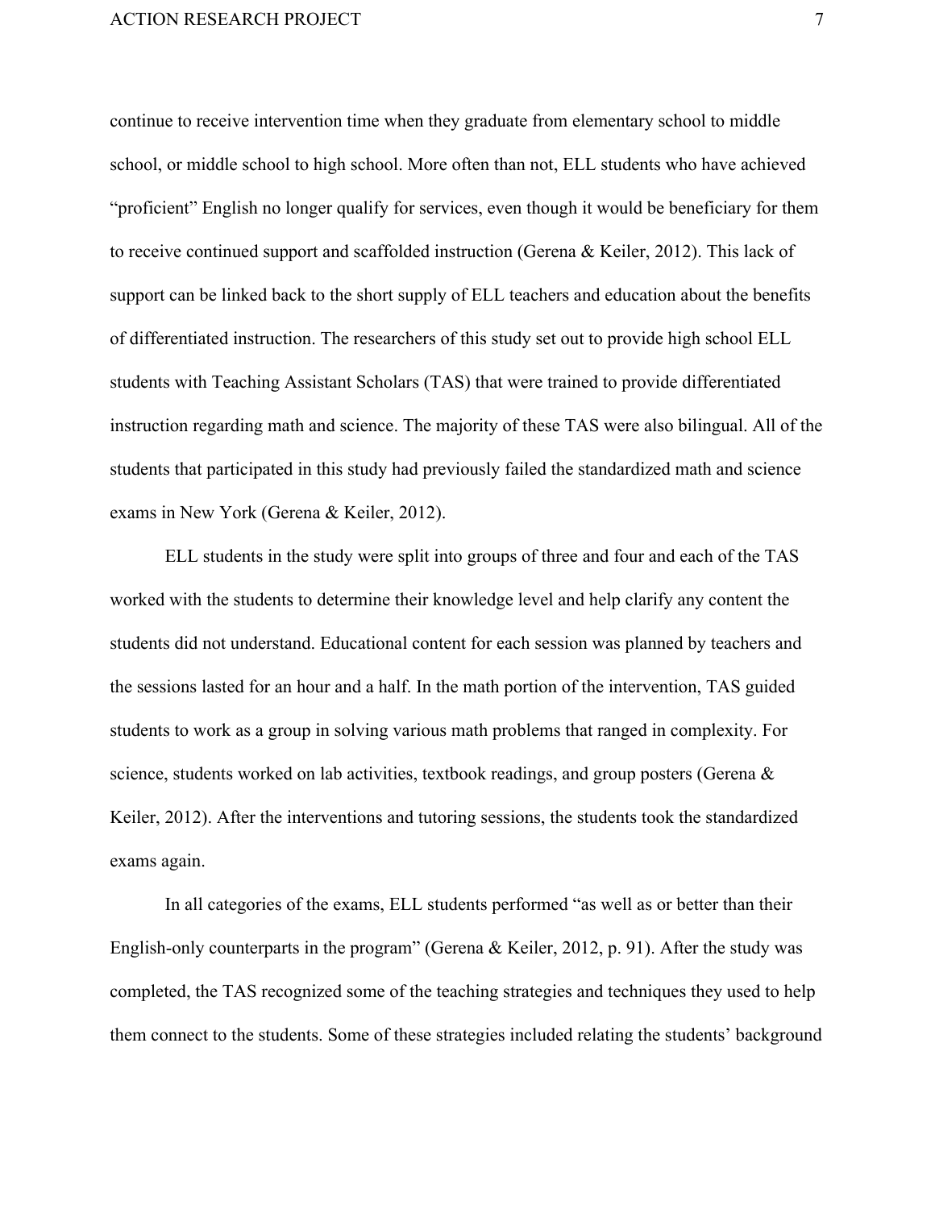continue to receive intervention time when they graduate from elementary school to middle school, or middle school to high school. More often than not, ELL students who have achieved "proficient" English no longer qualify for services, even though it would be beneficiary for them to receive continued support and scaffolded instruction (Gerena & Keiler, 2012). This lack of support can be linked back to the short supply of ELL teachers and education about the benefits of differentiated instruction. The researchers of this study set out to provide high school ELL students with Teaching Assistant Scholars (TAS) that were trained to provide differentiated instruction regarding math and science. The majority of these TAS were also bilingual. All of the students that participated in this study had previously failed the standardized math and science exams in New York (Gerena & Keiler, 2012).

ELL students in the study were split into groups of three and four and each of the TAS worked with the students to determine their knowledge level and help clarify any content the students did not understand. Educational content for each session was planned by teachers and the sessions lasted for an hour and a half. In the math portion of the intervention, TAS guided students to work as a group in solving various math problems that ranged in complexity. For science, students worked on lab activities, textbook readings, and group posters (Gerena & Keiler, 2012). After the interventions and tutoring sessions, the students took the standardized exams again.

In all categories of the exams, ELL students performed "as well as or better than their English-only counterparts in the program" (Gerena & Keiler, 2012, p. 91). After the study was completed, the TAS recognized some of the teaching strategies and techniques they used to help them connect to the students. Some of these strategies included relating the students' background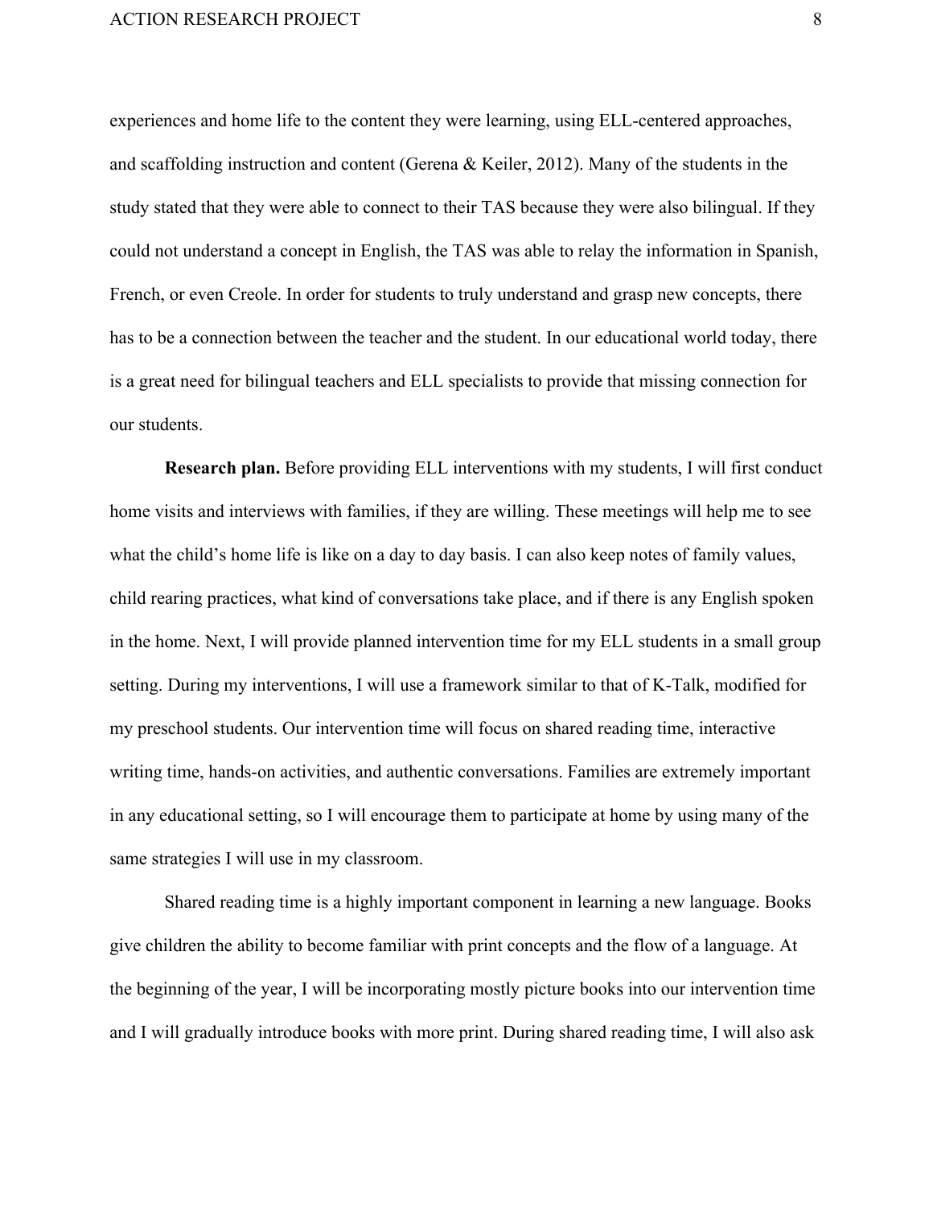experiences and home life to the content they were learning, using ELL-centered approaches, and scaffolding instruction and content (Gerena & Keiler, 2012). Many of the students in the study stated that they were able to connect to their TAS because they were also bilingual. If they could not understand a concept in English, the TAS was able to relay the information in Spanish, French, or even Creole. In order for students to truly understand and grasp new concepts, there has to be a connection between the teacher and the student. In our educational world today, there is a great need for bilingual teachers and ELL specialists to provide that missing connection for our students.

**Research plan.** Before providing ELL interventions with my students, I will first conduct home visits and interviews with families, if they are willing. These meetings will help me to see what the child's home life is like on a day to day basis. I can also keep notes of family values, child rearing practices, what kind of conversations take place, and if there is any English spoken in the home. Next, I will provide planned intervention time for my ELL students in a small group setting. During my interventions, I will use a framework similar to that of K-Talk, modified for my preschool students. Our intervention time will focus on shared reading time, interactive writing time, hands-on activities, and authentic conversations. Families are extremely important in any educational setting, so I will encourage them to participate at home by using many of the same strategies I will use in my classroom.

Shared reading time is a highly important component in learning a new language. Books give children the ability to become familiar with print concepts and the flow of a language. At the beginning of the year, I will be incorporating mostly picture books into our intervention time and I will gradually introduce books with more print. During shared reading time, I will also ask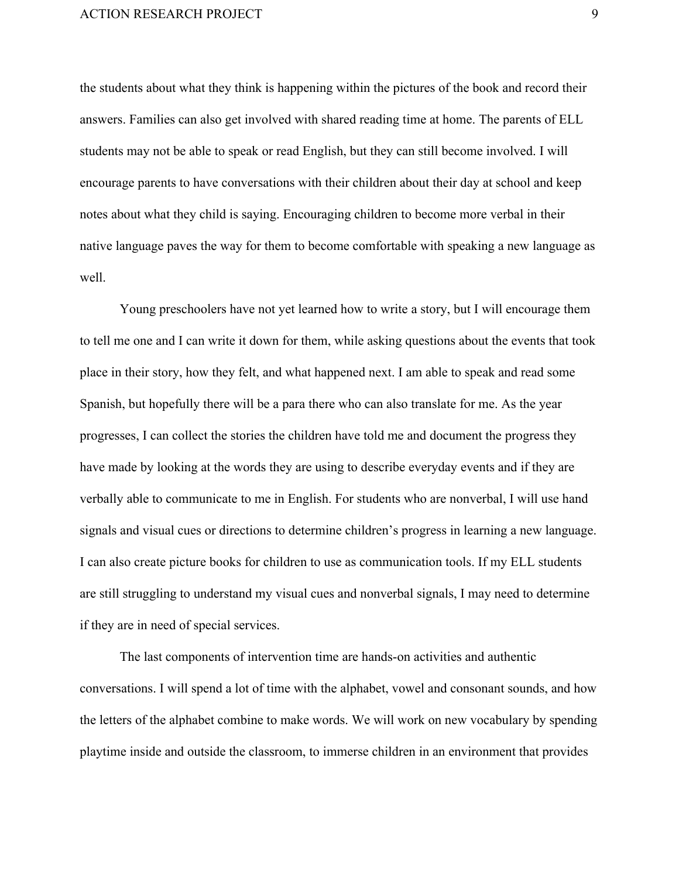the students about what they think is happening within the pictures of the book and record their answers. Families can also get involved with shared reading time at home. The parents of ELL students may not be able to speak or read English, but they can still become involved. I will encourage parents to have conversations with their children about their day at school and keep notes about what they child is saying. Encouraging children to become more verbal in their native language paves the way for them to become comfortable with speaking a new language as well.

Young preschoolers have not yet learned how to write a story, but I will encourage them to tell me one and I can write it down for them, while asking questions about the events that took place in their story, how they felt, and what happened next. I am able to speak and read some Spanish, but hopefully there will be a para there who can also translate for me. As the year progresses, I can collect the stories the children have told me and document the progress they have made by looking at the words they are using to describe everyday events and if they are verbally able to communicate to me in English. For students who are nonverbal, I will use hand signals and visual cues or directions to determine children's progress in learning a new language. I can also create picture books for children to use as communication tools. If my ELL students are still struggling to understand my visual cues and nonverbal signals, I may need to determine if they are in need of special services.

The last components of intervention time are hands-on activities and authentic conversations. I will spend a lot of time with the alphabet, vowel and consonant sounds, and how the letters of the alphabet combine to make words. We will work on new vocabulary by spending playtime inside and outside the classroom, to immerse children in an environment that provides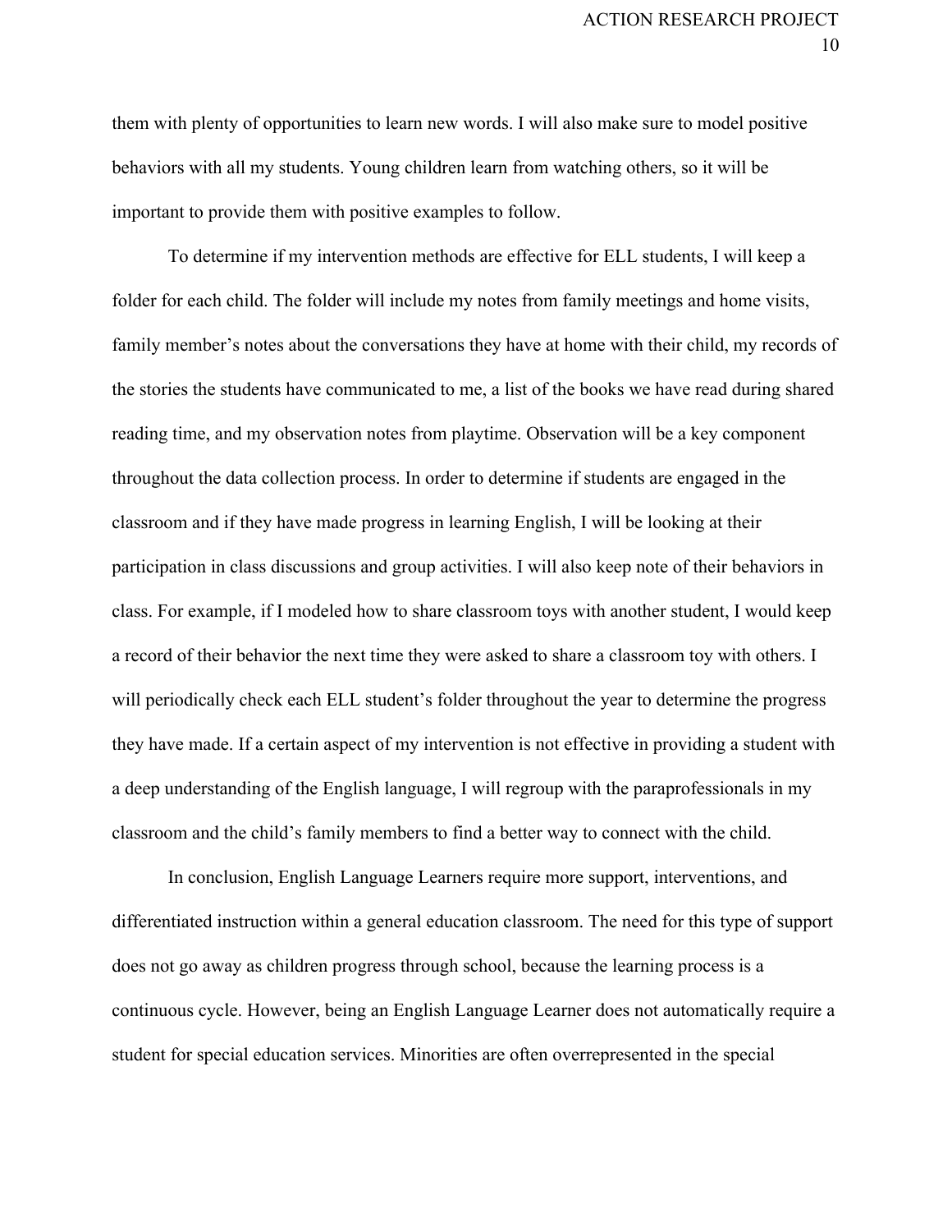them with plenty of opportunities to learn new words. I will also make sure to model positive behaviors with all my students. Young children learn from watching others, so it will be important to provide them with positive examples to follow.

To determine if my intervention methods are effective for ELL students, I will keep a folder for each child. The folder will include my notes from family meetings and home visits, family member's notes about the conversations they have at home with their child, my records of the stories the students have communicated to me, a list of the books we have read during shared reading time, and my observation notes from playtime. Observation will be a key component throughout the data collection process. In order to determine if students are engaged in the classroom and if they have made progress in learning English, I will be looking at their participation in class discussions and group activities. I will also keep note of their behaviors in class. For example, if I modeled how to share classroom toys with another student, I would keep a record of their behavior the next time they were asked to share a classroom toy with others. I will periodically check each ELL student's folder throughout the year to determine the progress they have made. If a certain aspect of my intervention is not effective in providing a student with a deep understanding of the English language, I will regroup with the paraprofessionals in my classroom and the child's family members to find a better way to connect with the child.

In conclusion, English Language Learners require more support, interventions, and differentiated instruction within a general education classroom. The need for this type of support does not go away as children progress through school, because the learning process is a continuous cycle. However, being an English Language Learner does not automatically require a student for special education services. Minorities are often overrepresented in the special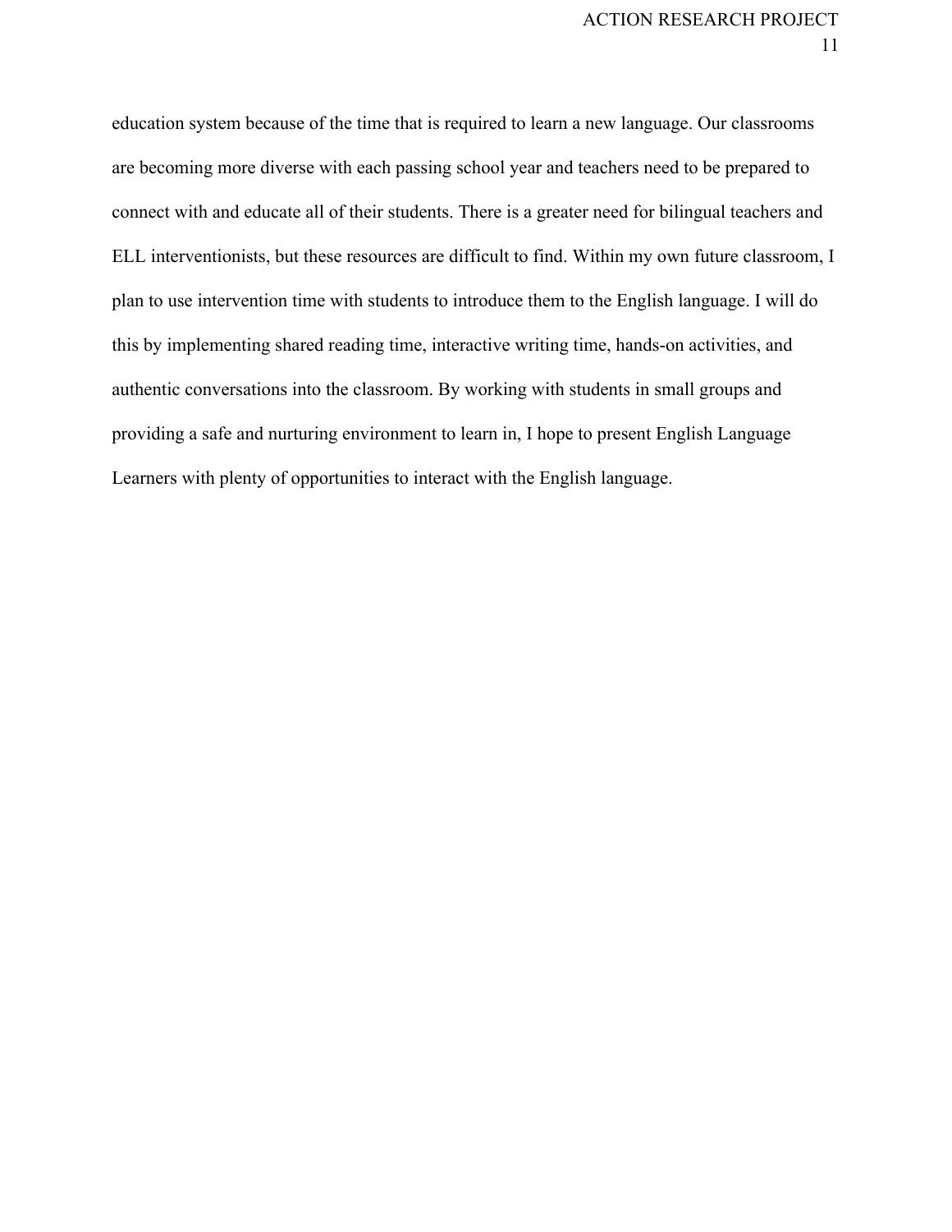education system because of the time that is required to learn a new language. Our classrooms are becoming more diverse with each passing school year and teachers need to be prepared to connect with and educate all of their students. There is a greater need for bilingual teachers and ELL interventionists, but these resources are difficult to find. Within my own future classroom, I plan to use intervention time with students to introduce them to the English language. I will do this by implementing shared reading time, interactive writing time, hands-on activities, and authentic conversations into the classroom. By working with students in small groups and providing a safe and nurturing environment to learn in, I hope to present English Language Learners with plenty of opportunities to interact with the English language.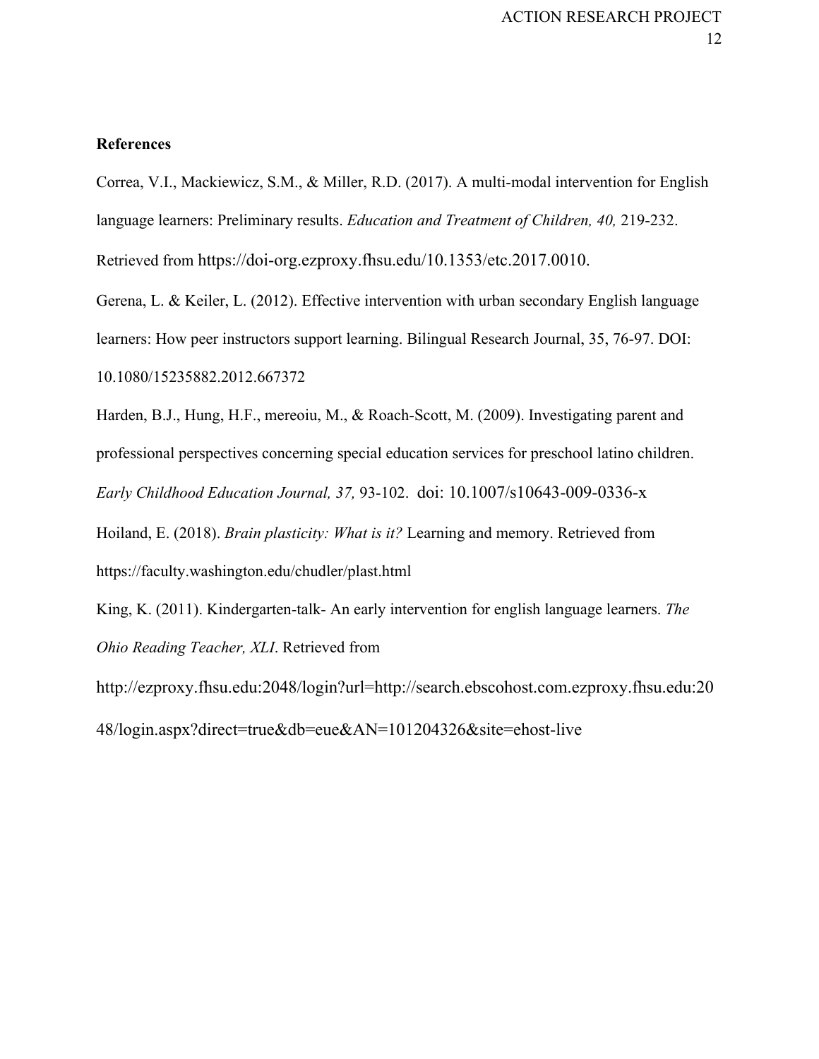**References**

Correa, V.I., Mackiewicz, S.M., & Miller, R.D. (2017). A multi-modal intervention for English language learners: Preliminary results. *Education and Treatment of Children, 40,* 219-232. Retrieved from https://doi-org.ezproxy.fhsu.edu/10.1353/etc.2017.0010.

Gerena, L. & Keiler, L. (2012). Effective intervention with urban secondary English language learners: How peer instructors support learning. Bilingual Research Journal, 35, 76-97. DOI: 10.1080/15235882.2012.667372

Harden, B.J., Hung, H.F., mereoiu, M., & Roach-Scott, M. (2009). Investigating parent and professional perspectives concerning special education services for preschool latino children. *Early Childhood Education Journal, 37,* 93-102. doi: 10.1007/s10643-009-0336-x

Hoiland, E. (2018). *Brain plasticity: What is it?* Learning and memory. Retrieved from https://faculty.washington.edu/chudler/plast.html

King, K. (2011). Kindergarten-talk- An early intervention for english language learners. *The Ohio Reading Teacher, XLI*. Retrieved from http://ezproxy.fhsu.edu:2048/login?url=http://search.ebscohost.com.ezproxy.fhsu.edu:2048/login.aspx?direct=true&db=eue&AN=101204326&site=ehost-live